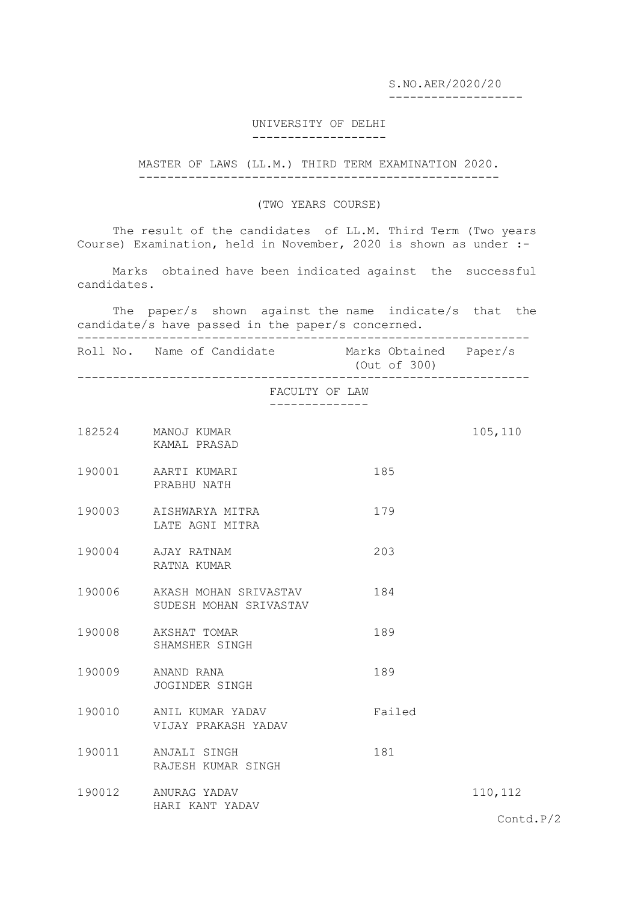S.NO.AER/2020/20

# UNIVERSITY OF DELHI

## MASTER OF LAWS (LL.M.) THIRD TERM EXAMINATION 2020.

### (TWO YEARS COURSE)

The result of the candidates of LL.M. Third Term (Two years Course) Examination, held in November, 2020 is shown as under :-

Marks obtained have been indicated against the successful candidates.

The paper/s shown against the name indicate/s that the candidate/s have passed in the paper/s concerned.

| Roll No. | Name of Candidate | Marks Obtained (Out of 300) | Paper/s |
|---|---|---|---|
| | **FACULTY OF LAW** | | |
| 182524 | MANOJ KUMAR<br>KAMAL PRASAD | | 105,110 |
| 190001 | AARTI KUMARI<br>PRABHU NATH | 185 | |
| 190003 | AISHWARYA MITRA<br>LATE AGNI MITRA | 179 | |
| 190004 | AJAY RATNAM<br>RATNA KUMAR | 203 | |
| 190006 | AKASH MOHAN SRIVASTAV<br>SUDESH MOHAN SRIVASTAV | 184 | |
| 190008 | AKSHAT TOMAR<br>SHAMSHER SINGH | 189 | |
| 190009 | ANAND RANA<br>JOGINDER SINGH | 189 | |
| 190010 | ANIL KUMAR YADAV<br>VIJAY PRAKASH YADAV | Failed | |
| 190011 | ANJALI SINGH<br>RAJESH KUMAR SINGH | 181 | |
| 190012 | ANURAG YADAV<br>HARI KANT YADAV | | 110,112 |

Contd.P/2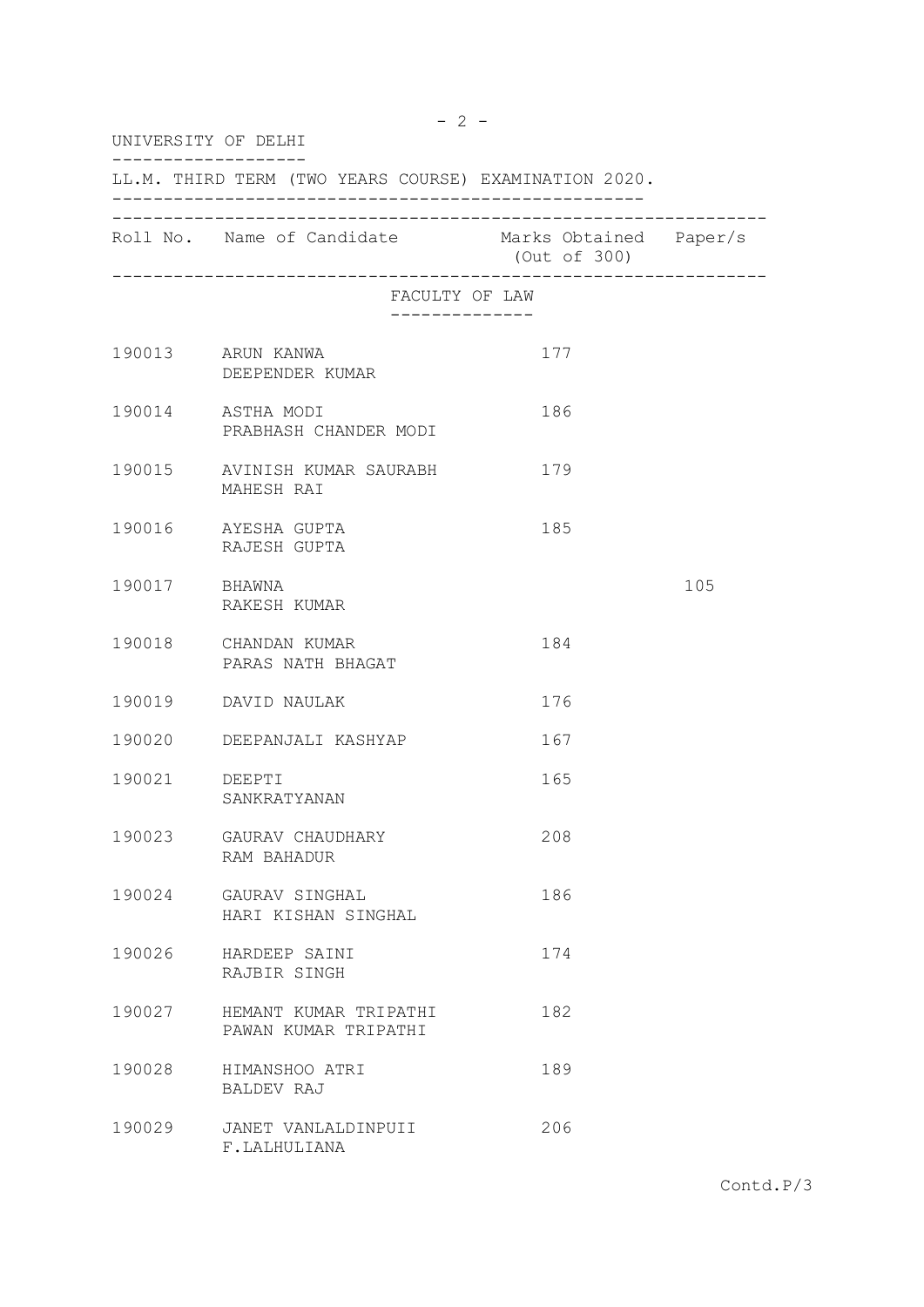UNIVERSITY OF DELHI

LL.M. THIRD TERM (TWO YEARS COURSE) EXAMINATION 2020.

| Roll No. | Name of Candidate | Marks Obtained (Out of 300) | Paper/s |
|---|---|---|---|
| | **FACULTY OF LAW** | | |
| 190013 | ARUN KANWA<br>DEEPENDER KUMAR | 177 | |
| 190014 | ASTHA MODI<br>PRABHASH CHANDER MODI | 186 | |
| 190015 | AVINISH KUMAR SAURABH<br>MAHESH RAI | 179 | |
| 190016 | AYESHA GUPTA<br>RAJESH GUPTA | 185 | |
| 190017 | BHAWNA<br>RAKESH KUMAR | | 105 |
| 190018 | CHANDAN KUMAR<br>PARAS NATH BHAGAT | 184 | |
| 190019 | DAVID NAULAK | 176 | |
| 190020 | DEEPANJALI KASHYAP | 167 | |
| 190021 | DEEPTI<br>SANKRATYANAN | 165 | |
| 190023 | GAURAV CHAUDHARY<br>RAM BAHADUR | 208 | |
| 190024 | GAURAV SINGHAL<br>HARI KISHAN SINGHAL | 186 | |
| 190026 | HARDEEP SAINI<br>RAJBIR SINGH | 174 | |
| 190027 | HEMANT KUMAR TRIPATHI<br>PAWAN KUMAR TRIPATHI | 182 | |
| 190028 | HIMANSHOO ATRI<br>BALDEV RAJ | 189 | |
| 190029 | JANET VANLALDINPUII<br>F.LALHULIANA | 206 | |

Contd.P/3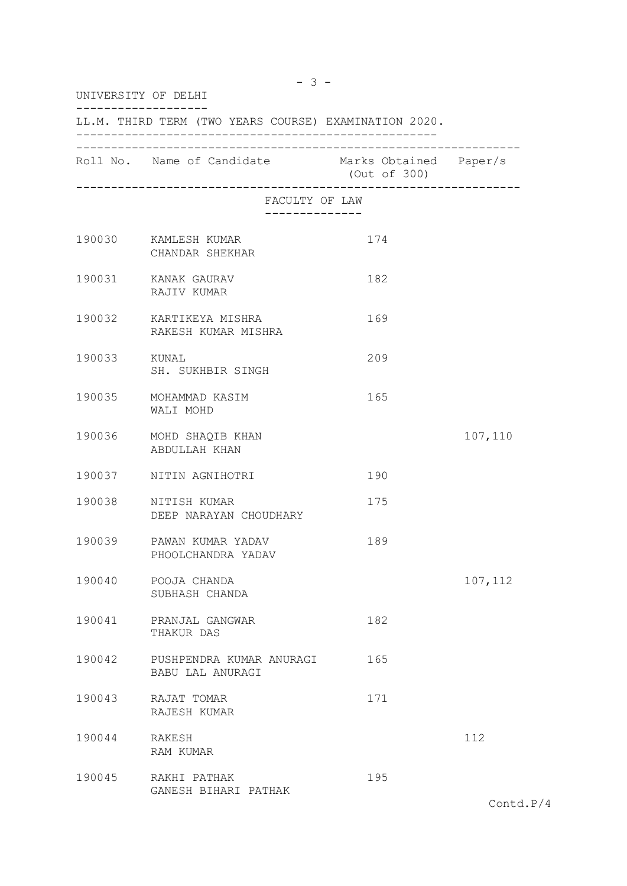UNIVERSITY OF DELHI

LL.M. THIRD TERM (TWO YEARS COURSE) EXAMINATION 2020.

| Roll No. | Name of Candidate | Marks Obtained (Out of 300) | Paper/s |
|---|---|---|---|

FACULTY OF LAW

| Roll No. | Name of Candidate | Marks Obtained (Out of 300) | Paper/s |
|---|---|---|---|
| 190030 | KAMLESH KUMAR<br>CHANDAR SHEKHAR | 174 | |
| 190031 | KANAK GAURAV<br>RAJIV KUMAR | 182 | |
| 190032 | KARTIKEYA MISHRA<br>RAKESH KUMAR MISHRA | 169 | |
| 190033 | KUNAL<br>SH. SUKHBIR SINGH | 209 | |
| 190035 | MOHAMMAD KASIM<br>WALI MOHD | 165 | |
| 190036 | MOHD SHAQIB KHAN<br>ABDULLAH KHAN | | 107,110 |
| 190037 | NITIN AGNIHOTRI | 190 | |
| 190038 | NITISH KUMAR<br>DEEP NARAYAN CHOUDHARY | 175 | |
| 190039 | PAWAN KUMAR YADAV<br>PHOOLCHANDRA YADAV | 189 | |
| 190040 | POOJA CHANDA<br>SUBHASH CHANDA | | 107,112 |
| 190041 | PRANJAL GANGWAR<br>THAKUR DAS | 182 | |
| 190042 | PUSHPENDRA KUMAR ANURAGI<br>BABU LAL ANURAGI | 165 | |
| 190043 | RAJAT TOMAR<br>RAJESH KUMAR | 171 | |
| 190044 | RAKESH<br>RAM KUMAR | | 112 |
| 190045 | RAKHI PATHAK<br>GANESH BIHARI PATHAK | 195 | |

Contd.P/4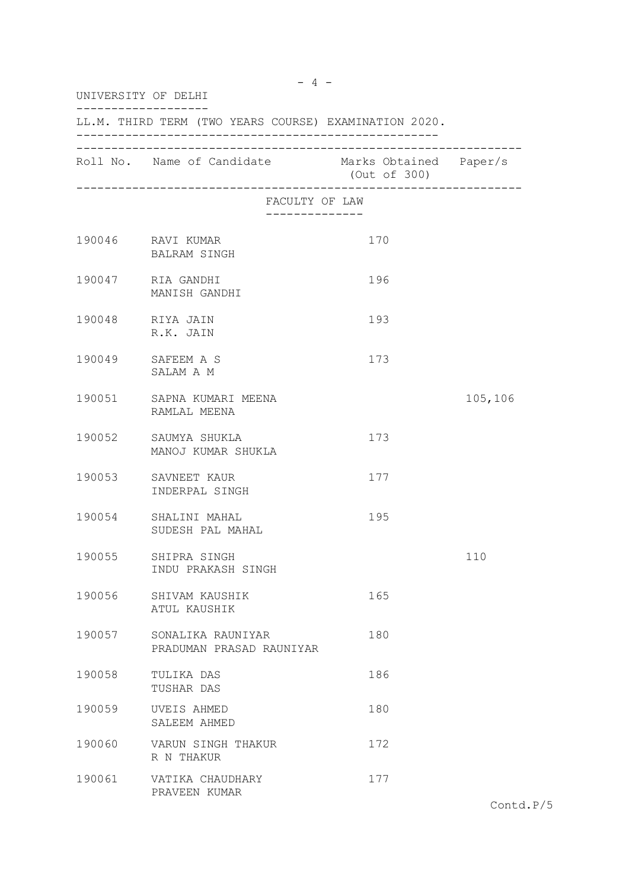UNIVERSITY OF DELHI

LL.M. THIRD TERM (TWO YEARS COURSE) EXAMINATION 2020.

| Roll No. | Name of Candidate | Marks Obtained (Out of 300) | Paper/s |
|---|---|---|---|
| | **FACULTY OF LAW** | | |
| 190046 | RAVI KUMAR<br>BALRAM SINGH | 170 | |
| 190047 | RIA GANDHI<br>MANISH GANDHI | 196 | |
| 190048 | RIYA JAIN<br>R.K. JAIN | 193 | |
| 190049 | SAFEEM A S<br>SALAM A M | 173 | |
| 190051 | SAPNA KUMARI MEENA<br>RAMLAL MEENA | | 105,106 |
| 190052 | SAUMYA SHUKLA<br>MANOJ KUMAR SHUKLA | 173 | |
| 190053 | SAVNEET KAUR<br>INDERPAL SINGH | 177 | |
| 190054 | SHALINI MAHAL<br>SUDESH PAL MAHAL | 195 | |
| 190055 | SHIPRA SINGH<br>INDU PRAKASH SINGH | | 110 |
| 190056 | SHIVAM KAUSHIK<br>ATUL KAUSHIK | 165 | |
| 190057 | SONALIKA RAUNIYAR<br>PRADUMAN PRASAD RAUNIYAR | 180 | |
| 190058 | TULIKA DAS<br>TUSHAR DAS | 186 | |
| 190059 | UVEIS AHMED<br>SALEEM AHMED | 180 | |
| 190060 | VARUN SINGH THAKUR<br>R N THAKUR | 172 | |
| 190061 | VATIKA CHAUDHARY<br>PRAVEEN KUMAR | 177 | |

Contd.P/5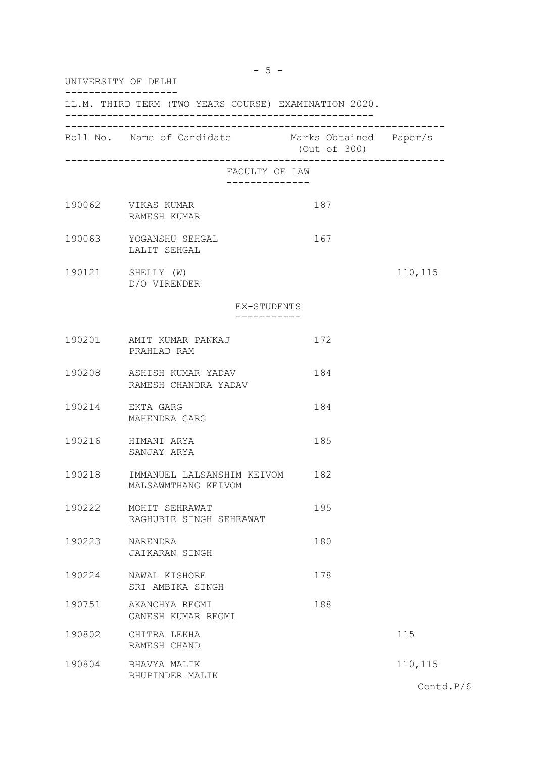UNIVERSITY OF DELHI

LL.M. THIRD TERM (TWO YEARS COURSE) EXAMINATION 2020.

| Roll No. | Name of Candidate | Marks Obtained (Out of 300) | Paper/s |
|---|---|---|---|
| | **FACULTY OF LAW** | | |
| 190062 | VIKAS KUMAR<br>RAMESH KUMAR | 187 | |
| 190063 | YOGANSHU SEHGAL<br>LALIT SEHGAL | 167 | |
| 190121 | SHELLY (W)<br>D/O VIRENDER | | 110,115 |
| | **EX-STUDENTS** | | |
| 190201 | AMIT KUMAR PANKAJ<br>PRAHLAD RAM | 172 | |
| 190208 | ASHISH KUMAR YADAV<br>RAMESH CHANDRA YADAV | 184 | |
| 190214 | EKTA GARG<br>MAHENDRA GARG | 184 | |
| 190216 | HIMANI ARYA<br>SANJAY ARYA | 185 | |
| 190218 | IMMANUEL LALSANSHIM KEIVOM<br>MALSAWMTHANG KEIVOM | 182 | |
| 190222 | MOHIT SEHRAWAT<br>RAGHUBIR SINGH SEHRAWAT | 195 | |
| 190223 | NARENDRA<br>JAIKARAN SINGH | 180 | |
| 190224 | NAWAL KISHORE<br>SRI AMBIKA SINGH | 178 | |
| 190751 | AKANCHYA REGMI<br>GANESH KUMAR REGMI | 188 | |
| 190802 | CHITRA LEKHA<br>RAMESH CHAND | | 115 |
| 190804 | BHAVYA MALIK<br>BHUPINDER MALIK | | 110,115 |

Contd.P/6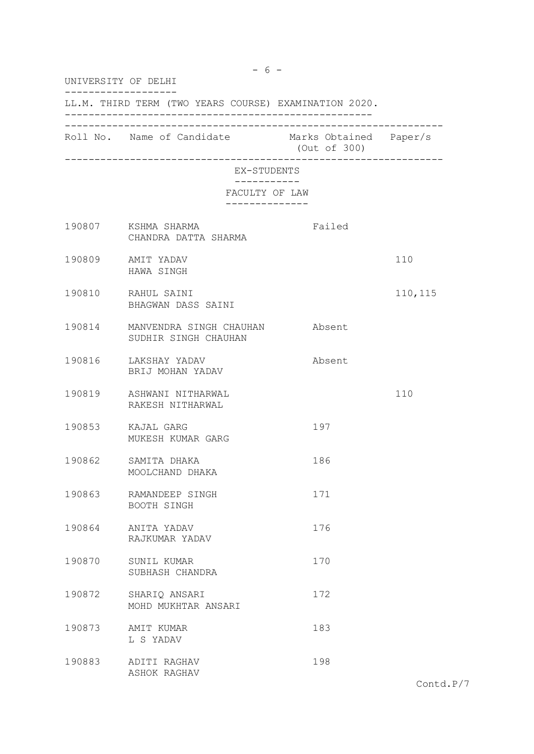UNIVERSITY OF DELHI

LL.M. THIRD TERM (TWO YEARS COURSE) EXAMINATION 2020.

| Roll No. | Name of Candidate | Marks Obtained (Out of 300) | Paper/s |
|---|---|---|---|

EX-STUDENTS

FACULTY OF LAW

| Roll No. | Name of Candidate | Marks Obtained (Out of 300) | Paper/s |
|---|---|---|---|
| 190807 | KSHMA SHARMA<br>CHANDRA DATTA SHARMA | Failed | |
| 190809 | AMIT YADAV<br>HAWA SINGH | | 110 |
| 190810 | RAHUL SAINI<br>BHAGWAN DASS SAINI | | 110,115 |
| 190814 | MANVENDRA SINGH CHAUHAN<br>SUDHIR SINGH CHAUHAN | Absent | |
| 190816 | LAKSHAY YADAV<br>BRIJ MOHAN YADAV | Absent | |
| 190819 | ASHWANI NITHARWAL<br>RAKESH NITHARWAL | | 110 |
| 190853 | KAJAL GARG<br>MUKESH KUMAR GARG | 197 | |
| 190862 | SAMITA DHAKA<br>MOOLCHAND DHAKA | 186 | |
| 190863 | RAMANDEEP SINGH<br>BOOTH SINGH | 171 | |
| 190864 | ANITA YADAV<br>RAJKUMAR YADAV | 176 | |
| 190870 | SUNIL KUMAR<br>SUBHASH CHANDRA | 170 | |
| 190872 | SHARIQ ANSARI<br>MOHD MUKHTAR ANSARI | 172 | |
| 190873 | AMIT KUMAR<br>L S YADAV | 183 | |
| 190883 | ADITI RAGHAV<br>ASHOK RAGHAV | 198 | |

Contd.P/7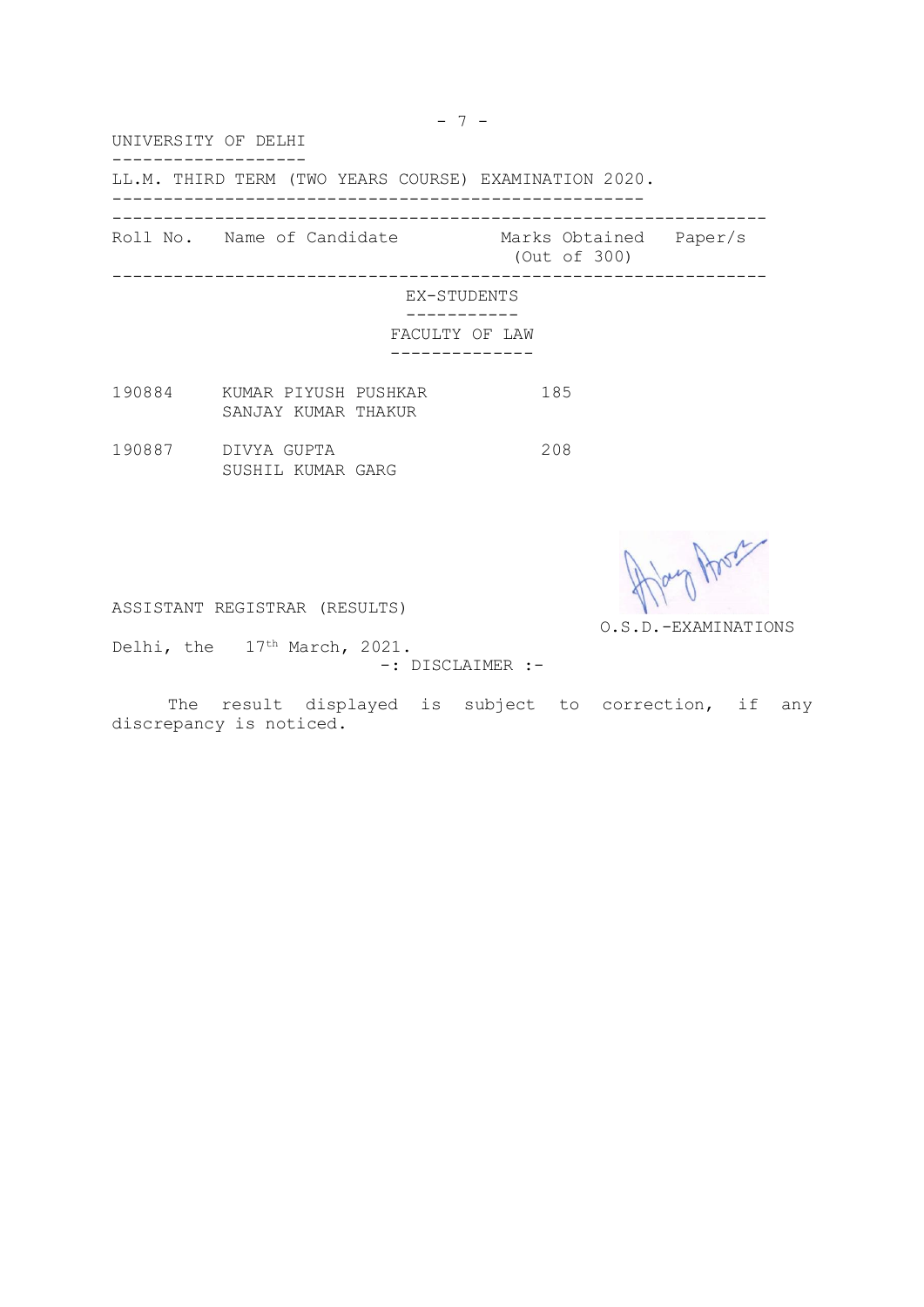UNIVERSITY OF DELHI

LL.M. THIRD TERM (TWO YEARS COURSE) EXAMINATION 2020.

| Roll No. | Name of Candidate | Marks Obtained (Out of 300) | Paper/s |
|---|---|---|---|

EX-STUDENTS

FACULTY OF LAW

| | | | |
|---|---|---|---|
| 190884 | KUMAR PIYUSH PUSHKAR<br>SANJAY KUMAR THAKUR | 185 | |
| 190887 | DIVYA GUPTA<br>SUSHIL KUMAR GARG | 208 | |

ASSISTANT REGISTRAR (RESULTS)

O.S.D.-EXAMINATIONS

Delhi, the 17th March, 2021.

-: DISCLAIMER :-

The result displayed is subject to correction, if any discrepancy is noticed.